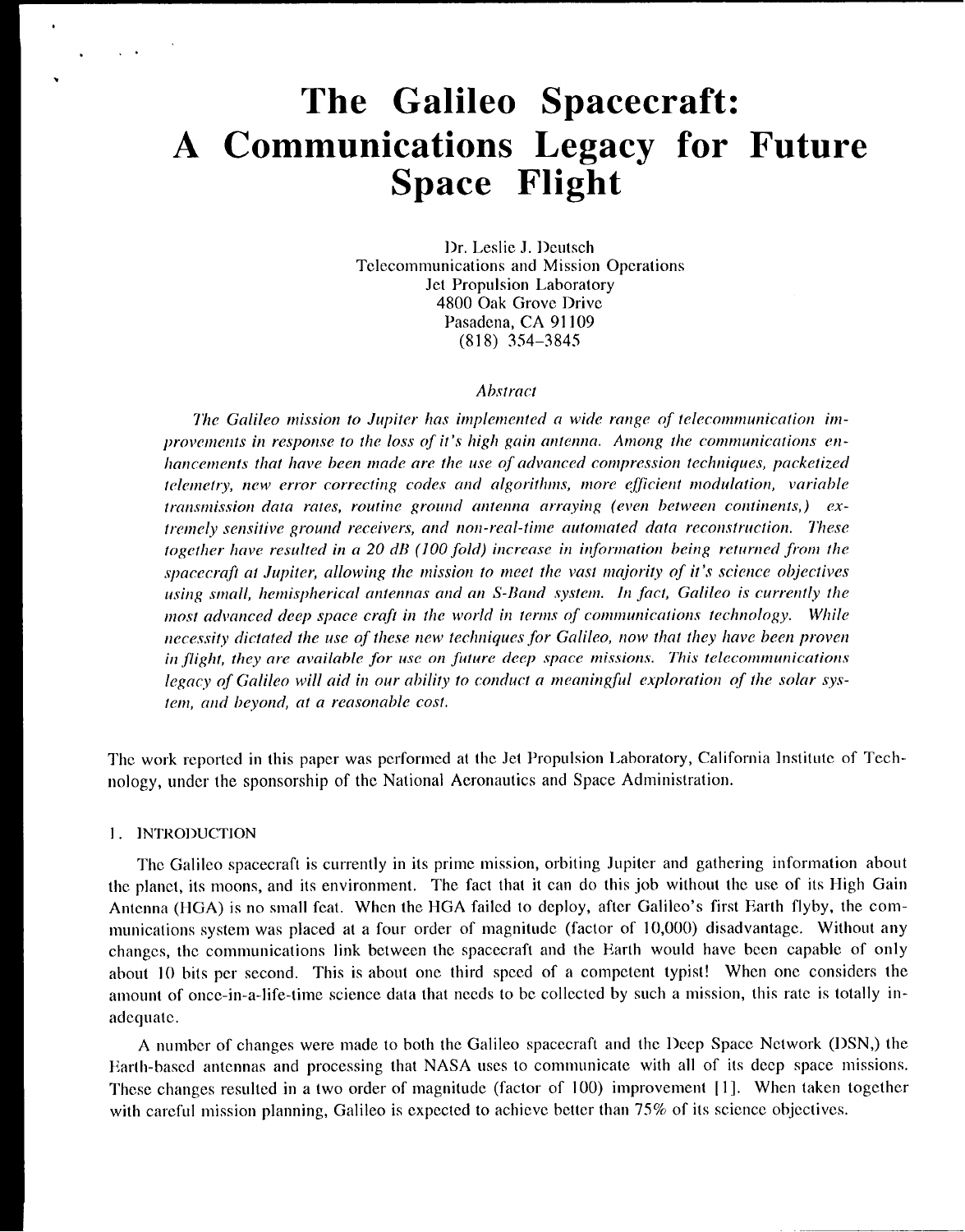# The Galileo Spacecraft: A Communications Legacy for Future Space Flight

Dr. Leslie J. Deutsch
Telecommunications and Mission Operations
Jet Propulsion Laboratory
4800 Oak Grove Drive
Pasadena, CA 91109
(818) 354-3845

*Abstract*

*The Galileo mission to Jupiter has implemented a wide range of telecommunication improvements in response to the loss of it's high gain antenna. Among the communications enhancements that have been made are the use of advanced compression techniques, packetized telemetry, new error correcting codes and algorithms, more efficient modulation, variable transmission data rates, routine ground antenna arraying (even between continents,) extremely sensitive ground receivers, and non-real-time automated data reconstruction. These together have resulted in a 20 dB (100 fold) increase in information being returned from the spacecraft at Jupiter, allowing the mission to meet the vast majority of it's science objectives using small, hemispherical antennas and an S-Band system. In fact, Galileo is currently the most advanced deep space craft in the world in terms of communications technology. While necessity dictated the use of these new techniques for Galileo, now that they have been proven in flight, they are available for use on future deep space missions. This telecommunications legacy of Galileo will aid in our ability to conduct a meaningful exploration of the solar system, and beyond, at a reasonable cost.*

The work reported in this paper was performed at the Jet Propulsion Laboratory, California Institute of Technology, under the sponsorship of the National Aeronautics and Space Administration.

## 1. INTRODUCTION

The Galileo spacecraft is currently in its prime mission, orbiting Jupiter and gathering information about the planet, its moons, and its environment. The fact that it can do this job without the use of its High Gain Antenna (HGA) is no small feat. When the HGA failed to deploy, after Galileo's first Earth flyby, the communications system was placed at a four order of magnitude (factor of 10,000) disadvantage. Without any changes, the communications link between the spacecraft and the Earth would have been capable of only about 10 bits per second. This is about one third speed of a competent typist! When one considers the amount of once-in-a-life-time science data that needs to be collected by such a mission, this rate is totally inadequate.

A number of changes were made to both the Galileo spacecraft and the Deep Space Network (DSN,) the Earth-based antennas and processing that NASA uses to communicate with all of its deep space missions. These changes resulted in a two order of magnitude (factor of 100) improvement [1]. When taken together with careful mission planning, Galileo is expected to achieve better than 75% of its science objectives.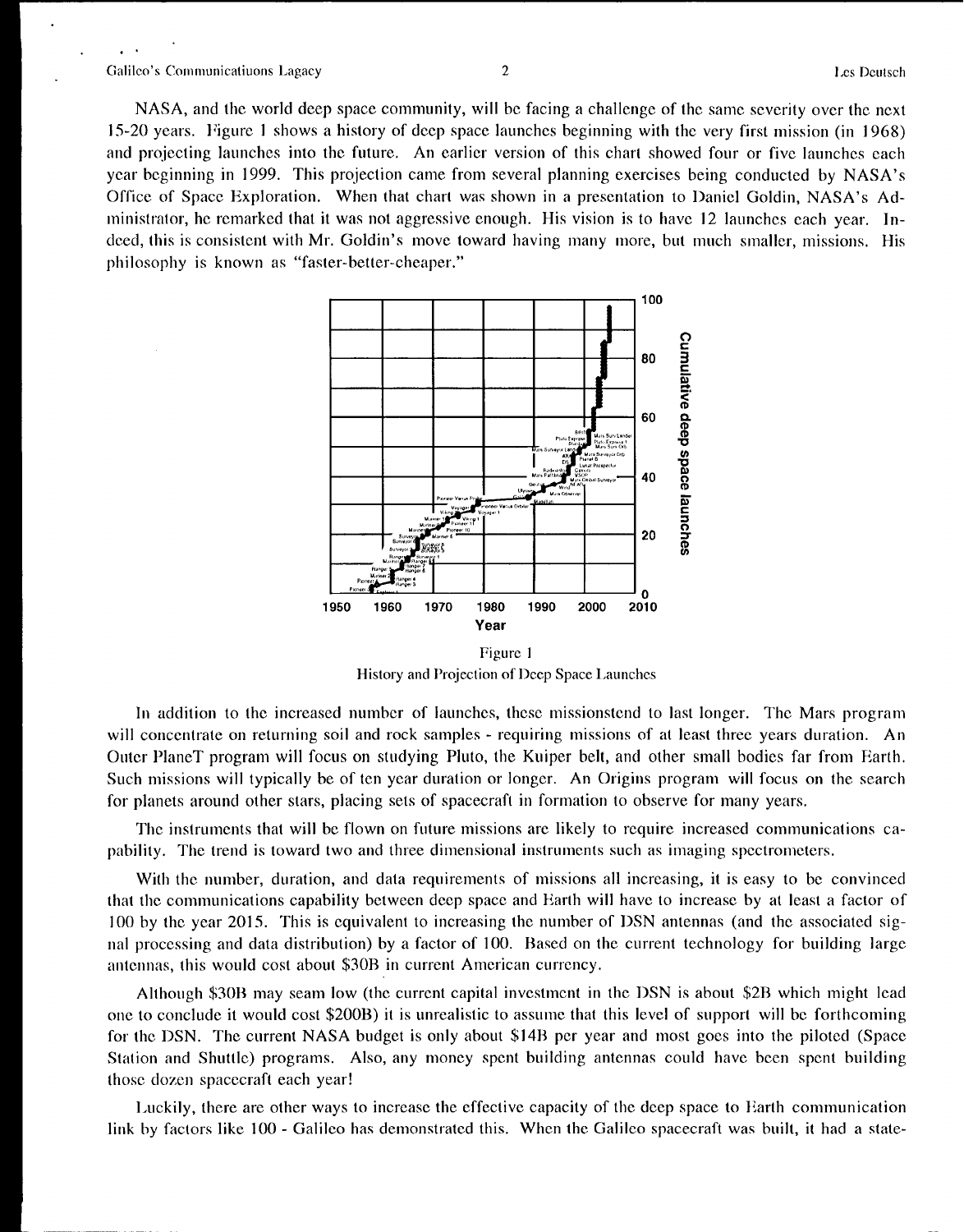NASA, and the world deep space community, will be facing a challenge of the same severity over the next 15-20 years. Figure 1 shows a history of deep space launches beginning with the very first mission (in 1968) and projecting launches into the future. An earlier version of this chart showed four or five launches each year beginning in 1999. This projection came from several planning exercises being conducted by NASA's Office of Space Exploration. When that chart was shown in a presentation to Daniel Goldin, NASA's Administrator, he remarked that it was not aggressive enough. His vision is to have 12 launches each year. Indeed, this is consistent with Mr. Goldin's move toward having many more, but much smaller, missions. His philosophy is known as "faster-better-cheaper."

Figure 1
History and Projection of Deep Space Launches

In addition to the increased number of launches, these missionstend to last longer. The Mars program will concentrate on returning soil and rock samples - requiring missions of at least three years duration. An Outer PlaneT program will focus on studying Pluto, the Kuiper belt, and other small bodies far from Earth. Such missions will typically be of ten year duration or longer. An Origins program will focus on the search for planets around other stars, placing sets of spacecraft in formation to observe for many years.

The instruments that will be flown on future missions are likely to require increased communications capability. The trend is toward two and three dimensional instruments such as imaging spectrometers.

With the number, duration, and data requirements of missions all increasing, it is easy to be convinced that the communications capability between deep space and Earth will have to increase by at least a factor of 100 by the year 2015. This is equivalent to increasing the number of DSN antennas (and the associated signal processing and data distribution) by a factor of 100. Based on the current technology for building large antennas, this would cost about \$30B in current American currency.

Although \$30B may seam low (the current capital investment in the DSN is about \$2B which might lead one to conclude it would cost \$200B) it is unrealistic to assume that this level of support will be forthcoming for the DSN. The current NASA budget is only about \$14B per year and most goes into the piloted (Space Station and Shuttle) programs. Also, any money spent building antennas could have been spent building those dozen spacecraft each year!

Luckily, there are other ways to increase the effective capacity of the deep space to Earth communication link by factors like 100 - Galileo has demonstrated this. When the Galileo spacecraft was built, it had a state-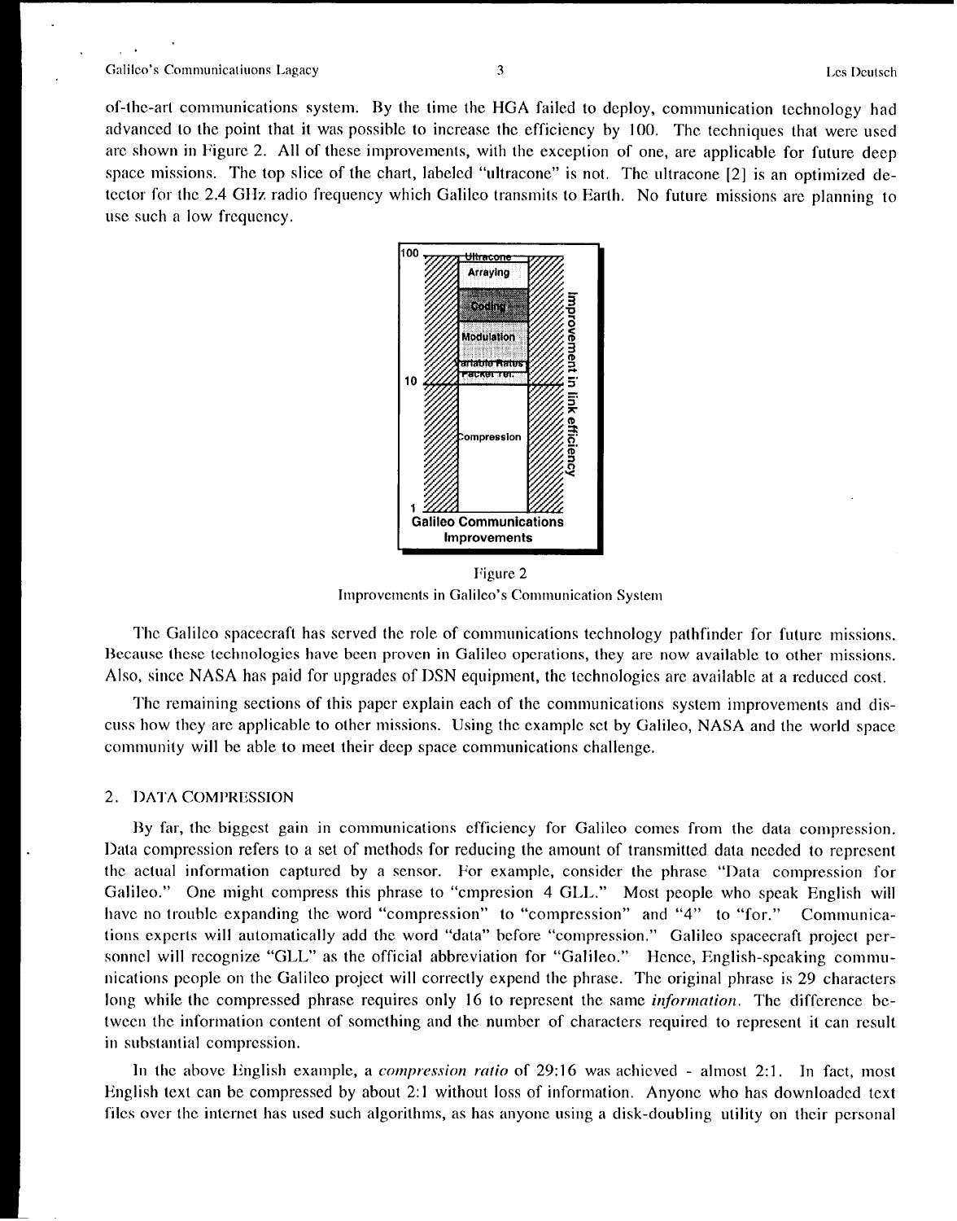of-the-art communications system. By the time the HGA failed to deploy, communication technology had advanced to the point that it was possible to increase the efficiency by 100. The techniques that were used are shown in Figure 2. All of these improvements, with the exception of one, are applicable for future deep space missions. The top slice of the chart, labeled "ultracone" is not. The ultracone [2] is an optimized detector for the 2.4 GHz radio frequency which Galileo transmits to Earth. No future missions are planning to use such a low frequency.

Figure 2
Improvements in Galileo's Communication System

The Galileo spacecraft has served the role of communications technology pathfinder for future missions. Because these technologies have been proven in Galileo operations, they are now available to other missions. Also, since NASA has paid for upgrades of DSN equipment, the technologies are available at a reduced cost.

The remaining sections of this paper explain each of the communications system improvements and discuss how they are applicable to other missions. Using the example set by Galileo, NASA and the world space community will be able to meet their deep space communications challenge.

## 2. DATA COMPRESSION

By far, the biggest gain in communications efficiency for Galileo comes from the data compression. Data compression refers to a set of methods for reducing the amount of transmitted data needed to represent the actual information captured by a sensor. For example, consider the phrase "Data compression for Galileo." One might compress this phrase to "cmpresion 4 GLL." Most people who speak English will have no trouble expanding the word "compression" to "compression" and "4" to "for." Communications experts will automatically add the word "data" before "compression." Galileo spacecraft project personnel will recognize "GLL" as the official abbreviation for "Galileo." Hence, English-speaking communications people on the Galileo project will correctly expend the phrase. The original phrase is 29 characters long while the compressed phrase requires only 16 to represent the same *information*. The difference between the information content of something and the number of characters required to represent it can result in substantial compression.

In the above English example, a *compression ratio* of 29:16 was achieved - almost 2:1. In fact, most English text can be compressed by about 2:1 without loss of information. Anyone who has downloaded text files over the internet has used such algorithms, as has anyone using a disk-doubling utility on their personal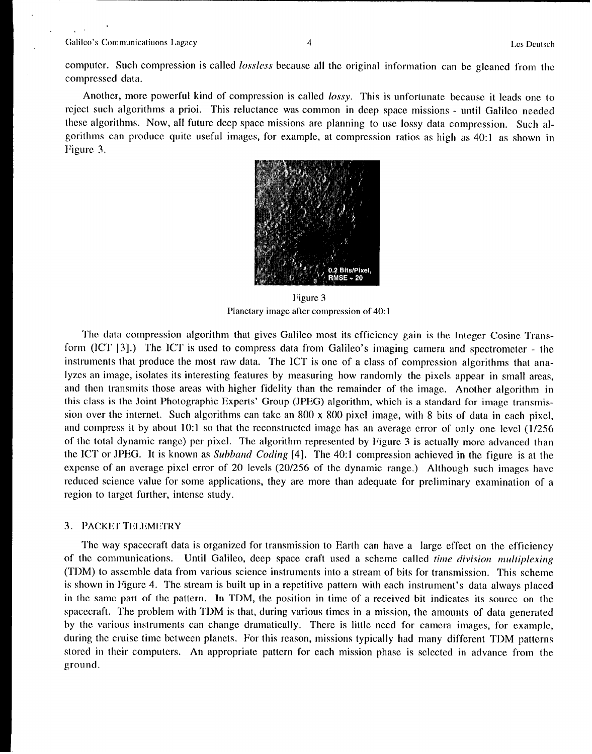computer. Such compression is called *lossless* because all the original information can be gleaned from the compressed data.

Another, more powerful kind of compression is called *lossy*. This is unfortunate because it leads one to reject such algorithms a prioi. This reluctance was common in deep space missions - until Galileo needed these algorithms. Now, all future deep space missions are planning to use lossy data compression. Such algorithms can produce quite useful images, for example, at compression ratios as high as 40:1 as shown in Figure 3.

Figure 3
Planetary image after compression of 40:1

The data compression algorithm that gives Galileo most its efficiency gain is the Integer Cosine Transform (ICT [3].) The ICT is used to compress data from Galileo's imaging camera and spectrometer - the instruments that produce the most raw data. The ICT is one of a class of compression algorithms that analyzes an image, isolates its interesting features by measuring how randomly the pixels appear in small areas, and then transmits those areas with higher fidelity than the remainder of the image. Another algorithm in this class is the Joint Photographic Experts' Group (JPEG) algorithm, which is a standard for image transmission over the internet. Such algorithms can take an 800 x 800 pixel image, with 8 bits of data in each pixel, and compress it by about 10:1 so that the reconstructed image has an average error of only one level (1/256 of the total dynamic range) per pixel. The algorithm represented by Figure 3 is actually more advanced than the ICT or JPEG. It is known as *Subband Coding* [4]. The 40:1 compression achieved in the figure is at the expense of an average pixel error of 20 levels (20/256 of the dynamic range.) Although such images have reduced science value for some applications, they are more than adequate for preliminary examination of a region to target further, intense study.

## 3. PACKET TELEMETRY

The way spacecraft data is organized for transmission to Earth can have a large effect on the efficiency of the communications. Until Galileo, deep space craft used a scheme called *time division multiplexing* (TDM) to assemble data from various science instruments into a stream of bits for transmission. This scheme is shown in Figure 4. The stream is built up in a repetitive pattern with each instrument's data always placed in the same part of the pattern. In TDM, the position in time of a received bit indicates its source on the spacecraft. The problem with TDM is that, during various times in a mission, the amounts of data generated by the various instruments can change dramatically. There is little need for camera images, for example, during the cruise time between planets. For this reason, missions typically had many different TDM patterns stored in their computers. An appropriate pattern for each mission phase is selected in advance from the ground.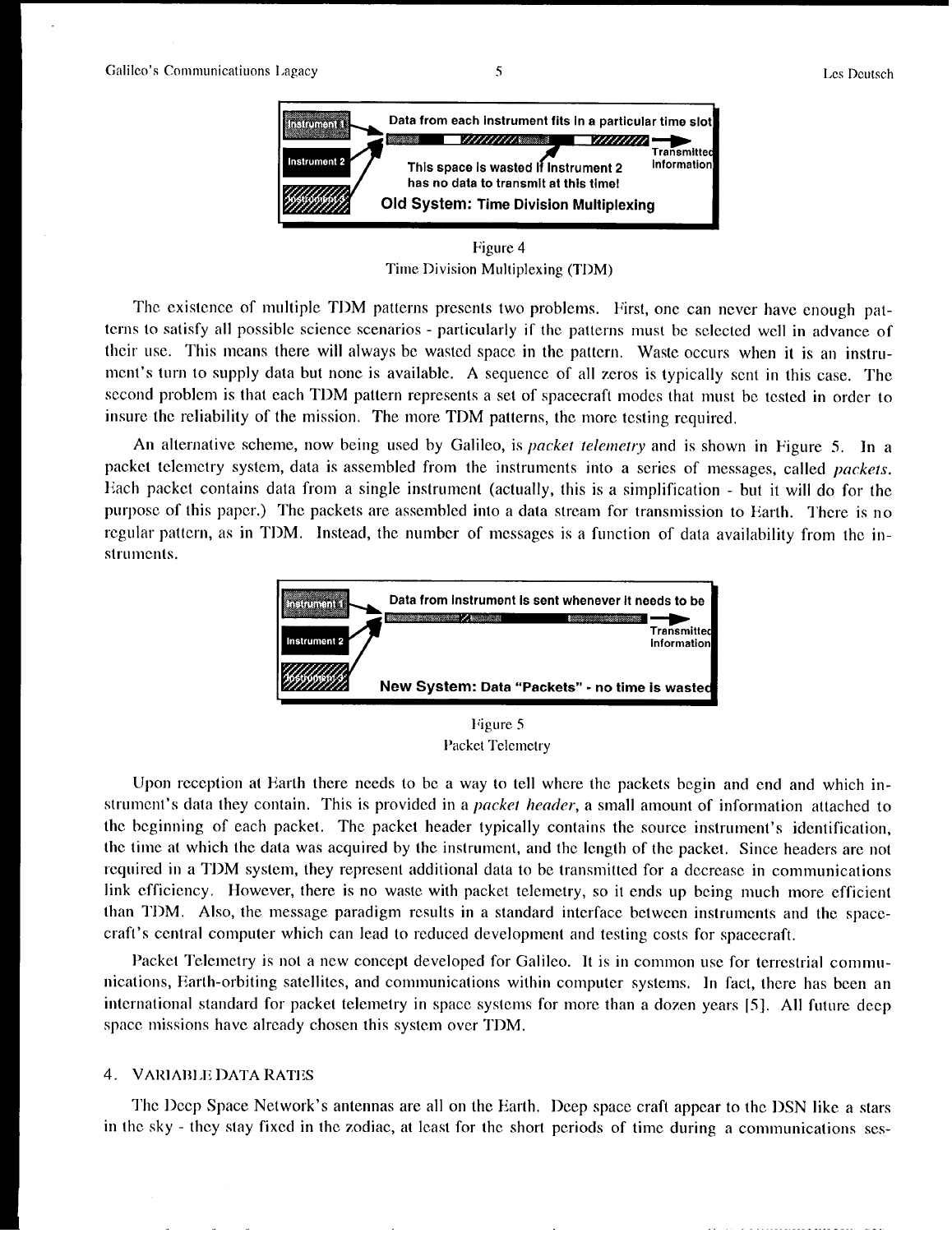Figure 4
Time Division Multiplexing (TDM)

The existence of multiple TDM patterns presents two problems. First, one can never have enough patterns to satisfy all possible science scenarios - particularly if the patterns must be selected well in advance of their use. This means there will always be wasted space in the pattern. Waste occurs when it is an instrument's turn to supply data but none is available. A sequence of all zeros is typically sent in this case. The second problem is that each TDM pattern represents a set of spacecraft modes that must be tested in order to insure the reliability of the mission. The more TDM patterns, the more testing required.

An alternative scheme, now being used by Galileo, is *packet telemetry* and is shown in Figure 5. In a packet telemetry system, data is assembled from the instruments into a series of messages, called *packets*. Each packet contains data from a single instrument (actually, this is a simplification - but it will do for the purpose of this paper.) The packets are assembled into a data stream for transmission to Earth. There is no regular pattern, as in TDM. Instead, the number of messages is a function of data availability from the instruments.

Figure 5
Packet Telemetry

Upon reception at Earth there needs to be a way to tell where the packets begin and end and which instrument's data they contain. This is provided in a *packet header*, a small amount of information attached to the beginning of each packet. The packet header typically contains the source instrument's identification, the time at which the data was acquired by the instrument, and the length of the packet. Since headers are not required in a TDM system, they represent additional data to be transmitted for a decrease in communications link efficiency. However, there is no waste with packet telemetry, so it ends up being much more efficient than TDM. Also, the message paradigm results in a standard interface between instruments and the spacecraft's central computer which can lead to reduced development and testing costs for spacecraft.

Packet Telemetry is not a new concept developed for Galileo. It is in common use for terrestrial communications, Earth-orbiting satellites, and communications within computer systems. In fact, there has been an international standard for packet telemetry in space systems for more than a dozen years [5]. All future deep space missions have already chosen this system over TDM.

## 4. VARIABLE DATA RATES

The Deep Space Network's antennas are all on the Earth. Deep space craft appear to the DSN like a stars in the sky - they stay fixed in the zodiac, at least for the short periods of time during a communications ses-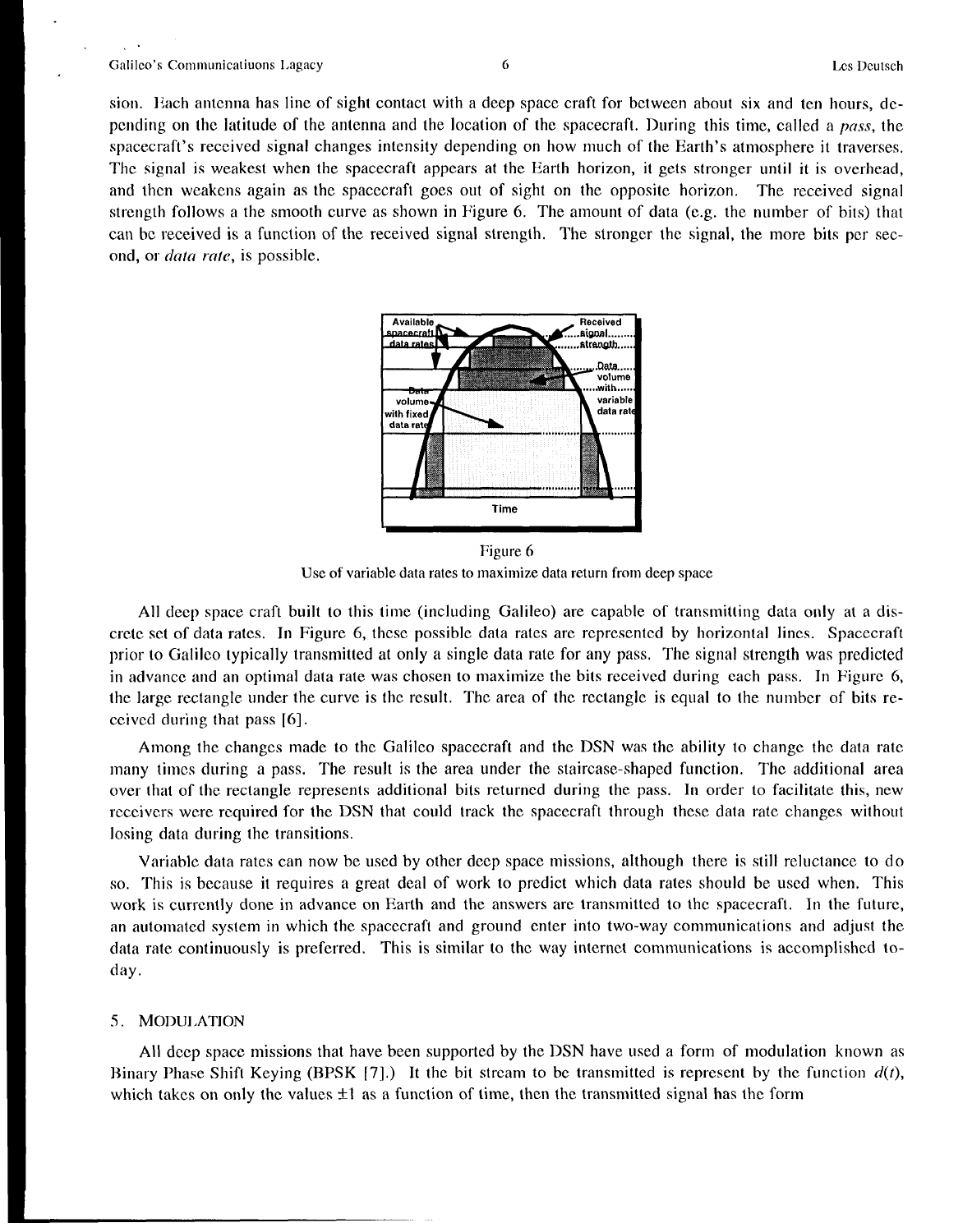sion. Each antenna has line of sight contact with a deep space craft for between about six and ten hours, depending on the latitude of the antenna and the location of the spacecraft. During this time, called a *pass*, the spacecraft's received signal changes intensity depending on how much of the Earth's atmosphere it traverses. The signal is weakest when the spacecraft appears at the Earth horizon, it gets stronger until it is overhead, and then weakens again as the spacecraft goes out of sight on the opposite horizon. The received signal strength follows a the smooth curve as shown in Figure 6. The amount of data (e.g. the number of bits) that can be received is a function of the received signal strength. The stronger the signal, the more bits per second, or *data rate*, is possible.

Figure 6

Use of variable data rates to maximize data return from deep space

All deep space craft built to this time (including Galileo) are capable of transmitting data only at a discrete set of data rates. In Figure 6, these possible data rates are represented by horizontal lines. Spacecraft prior to Galileo typically transmitted at only a single data rate for any pass. The signal strength was predicted in advance and an optimal data rate was chosen to maximize the bits received during each pass. In Figure 6, the large rectangle under the curve is the result. The area of the rectangle is equal to the number of bits received during that pass [6].

Among the changes made to the Galileo spacecraft and the DSN was the ability to change the data rate many times during a pass. The result is the area under the staircase-shaped function. The additional area over that of the rectangle represents additional bits returned during the pass. In order to facilitate this, new receivers were required for the DSN that could track the spacecraft through these data rate changes without losing data during the transitions.

Variable data rates can now be used by other deep space missions, although there is still reluctance to do so. This is because it requires a great deal of work to predict which data rates should be used when. This work is currently done in advance on Earth and the answers are transmitted to the spacecraft. In the future, an automated system in which the spacecraft and ground enter into two-way communications and adjust the data rate continuously is preferred. This is similar to the way internet communications is accomplished today.

## 5. MODULATION

All deep space missions that have been supported by the DSN have used a form of modulation known as Binary Phase Shift Keying (BPSK [7].) It the bit stream to be transmitted is represent by the function $d(t)$, which takes on only the values $\pm 1$ as a function of time, then the transmitted signal has the form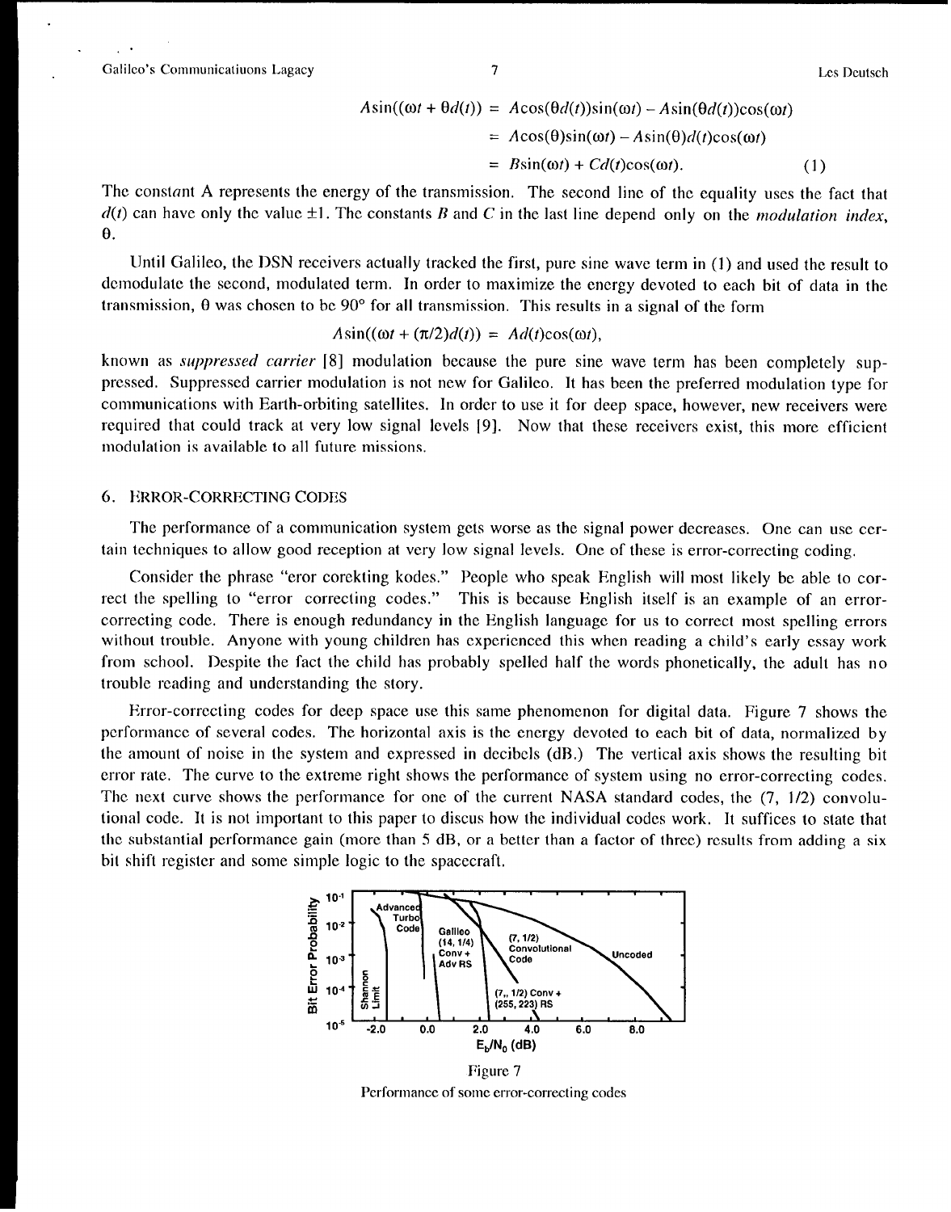$$
\begin{aligned}
A\sin((\omega t + \theta d(t)) &= A\cos(\theta d(t))\sin(\omega t) - A\sin(\theta d(t))\cos(\omega t) \\
&= A\cos(\theta)\sin(\omega t) - A\sin(\theta)d(t)\cos(\omega t) \\
&= B\sin(\omega t) + Cd(t)\cos(\omega t). \qquad (1)
\end{aligned}
$$

The constant A represents the energy of the transmission. The second line of the equality uses the fact that $d(t)$ can have only the value $\pm 1$. The constants $B$ and $C$ in the last line depend only on the *modulation index*, $\theta$.

Until Galileo, the DSN receivers actually tracked the first, pure sine wave term in (1) and used the result to demodulate the second, modulated term. In order to maximize the energy devoted to each bit of data in the transmission, $\theta$ was chosen to be 90° for all transmission. This results in a signal of the form

$$
A\sin((\omega t + (\pi/2)d(t)) = Ad(t)\cos(\omega t),
$$

known as *suppressed carrier* [8] modulation because the pure sine wave term has been completely suppressed. Suppressed carrier modulation is not new for Galileo. It has been the preferred modulation type for communications with Earth-orbiting satellites. In order to use it for deep space, however, new receivers were required that could track at very low signal levels [9]. Now that these receivers exist, this more efficient modulation is available to all future missions.

## 6. ERROR-CORRECTING CODES

The performance of a communication system gets worse as the signal power decreases. One can use certain techniques to allow good reception at very low signal levels. One of these is error-correcting coding.

Consider the phrase "eror corekting kodes." People who speak English will most likely be able to correct the spelling to "error correcting codes." This is because English itself is an example of an error-correcting code. There is enough redundancy in the English language for us to correct most spelling errors without trouble. Anyone with young children has experienced this when reading a child's early essay work from school. Despite the fact the child has probably spelled half the words phonetically, the adult has no trouble reading and understanding the story.

Error-correcting codes for deep space use this same phenomenon for digital data. Figure 7 shows the performance of several codes. The horizontal axis is the energy devoted to each bit of data, normalized by the amount of noise in the system and expressed in decibels (dB.) The vertical axis shows the resulting bit error rate. The curve to the extreme right shows the performance of system using no error-correcting codes. The next curve shows the performance for one of the current NASA standard codes, the (7, 1/2) convolutional code. It is not important to this paper to discus how the individual codes work. It suffices to state that the substantial performance gain (more than 5 dB, or a better than a factor of three) results from adding a six bit shift register and some simple logic to the spacecraft.

Figure 7

Performance of some error-correcting codes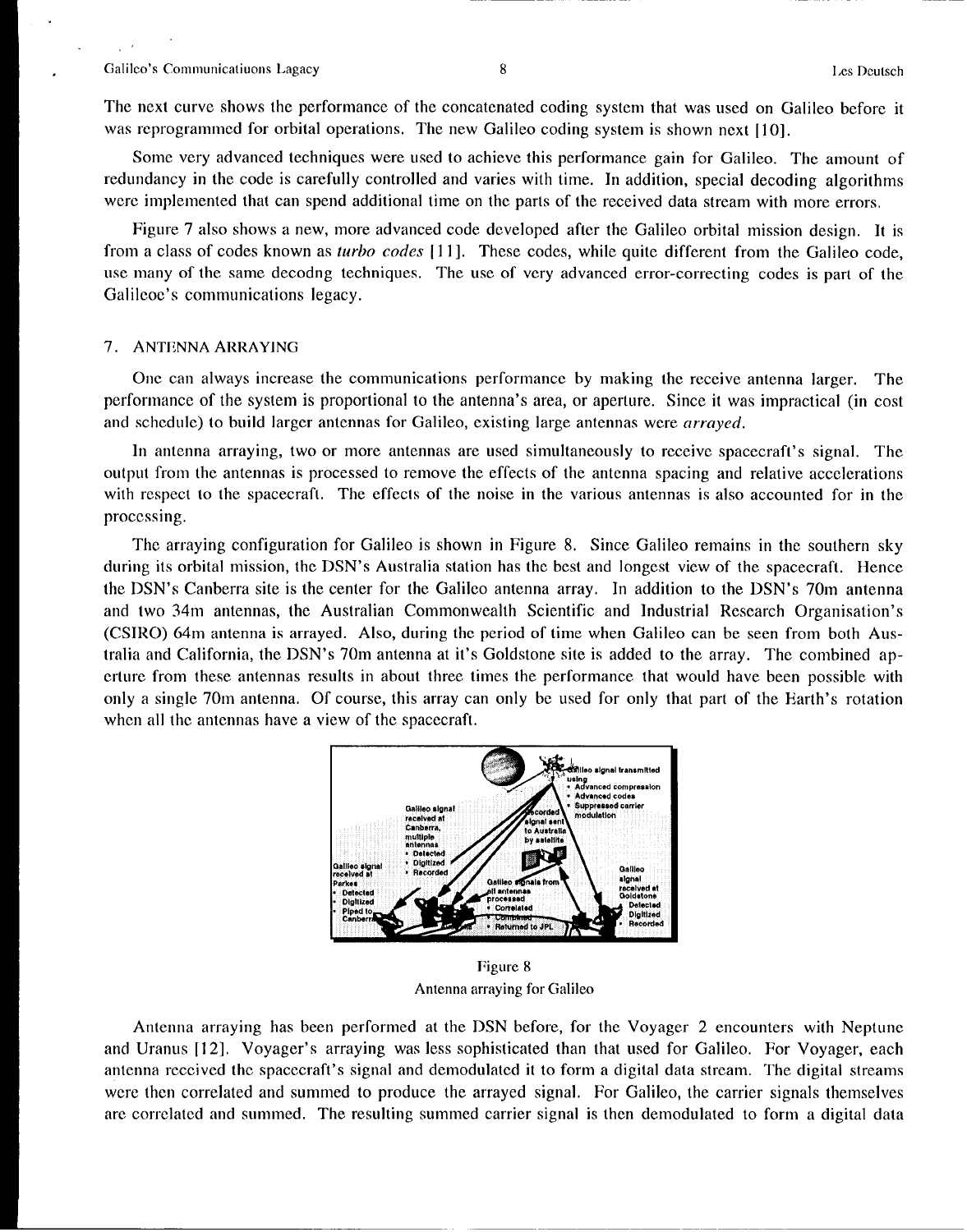The next curve shows the performance of the concatenated coding system that was used on Galileo before it was reprogrammed for orbital operations. The new Galileo coding system is shown next [10].

Some very advanced techniques were used to achieve this performance gain for Galileo. The amount of redundancy in the code is carefully controlled and varies with time. In addition, special decoding algorithms were implemented that can spend additional time on the parts of the received data stream with more errors.

Figure 7 also shows a new, more advanced code developed after the Galileo orbital mission design. It is from a class of codes known as *turbo codes* [11]. These codes, while quite different from the Galileo code, use many of the same decodng techniques. The use of very advanced error-correcting codes is part of the Galileoe's communications legacy.

## 7. ANTENNA ARRAYING

One can always increase the communications performance by making the receive antenna larger. The performance of the system is proportional to the antenna's area, or aperture. Since it was impractical (in cost and schedule) to build larger antennas for Galileo, existing large antennas were *arrayed*.

In antenna arraying, two or more antennas are used simultaneously to receive spacecraft's signal. The output from the antennas is processed to remove the effects of the antenna spacing and relative accelerations with respect to the spacecraft. The effects of the noise in the various antennas is also accounted for in the processing.

The arraying configuration for Galileo is shown in Figure 8. Since Galileo remains in the southern sky during its orbital mission, the DSN's Australia station has the best and longest view of the spacecraft. Hence the DSN's Canberra site is the center for the Galileo antenna array. In addition to the DSN's 70m antenna and two 34m antennas, the Australian Commonwealth Scientific and Industrial Research Organisation's (CSIRO) 64m antenna is arrayed. Also, during the period of time when Galileo can be seen from both Australia and California, the DSN's 70m antenna at it's Goldstone site is added to the array. The combined aperture from these antennas results in about three times the performance that would have been possible with only a single 70m antenna. Of course, this array can only be used for only that part of the Earth's rotation when all the antennas have a view of the spacecraft.

Figure 8
Antenna arraying for Galileo

Antenna arraying has been performed at the DSN before, for the Voyager 2 encounters with Neptune and Uranus [12]. Voyager's arraying was less sophisticated than that used for Galileo. For Voyager, each antenna received the spacecraft's signal and demodulated it to form a digital data stream. The digital streams were then correlated and summed to produce the arrayed signal. For Galileo, the carrier signals themselves are correlated and summed. The resulting summed carrier signal is then demodulated to form a digital data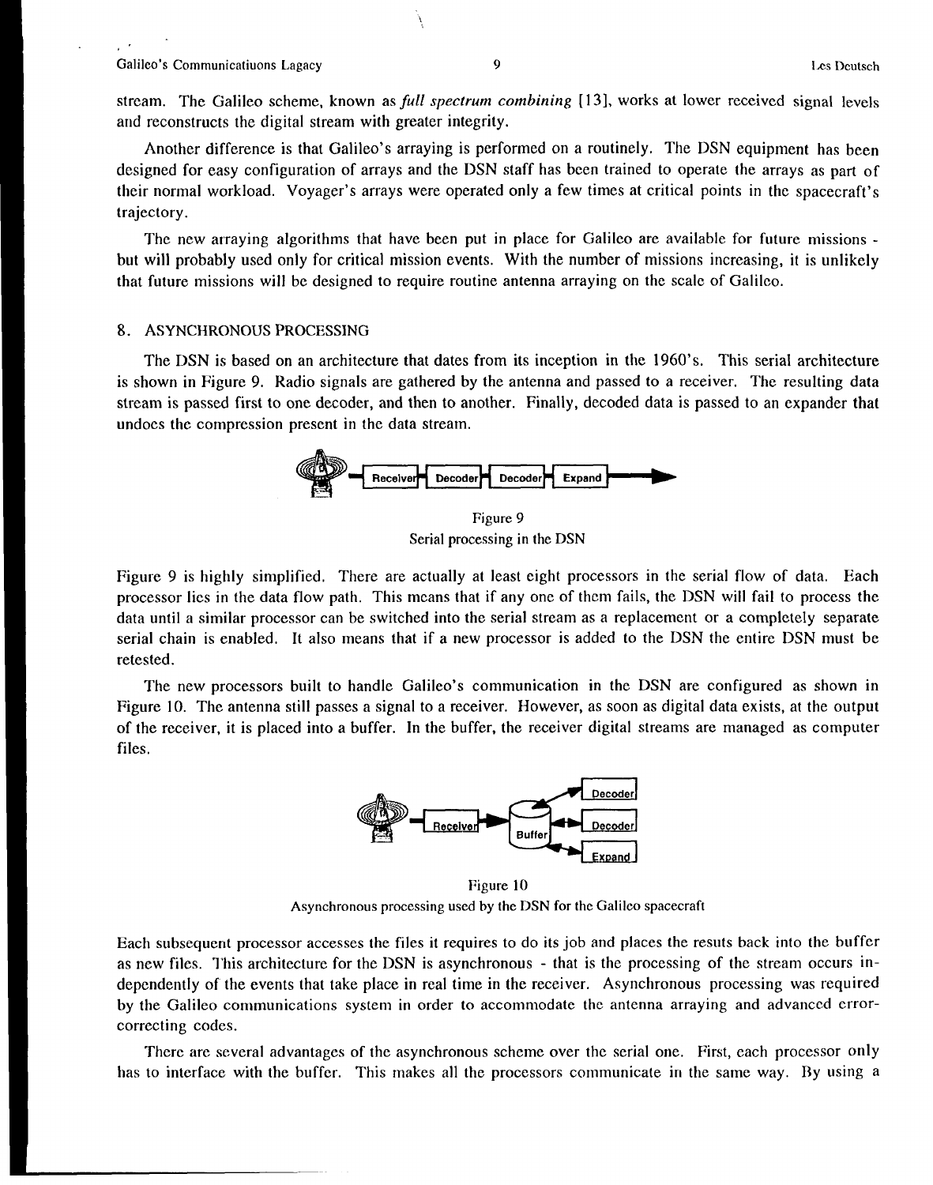stream. The Galileo scheme, known as *full spectrum combining* [13], works at lower received signal levels and reconstructs the digital stream with greater integrity.

Another difference is that Galileo's arraying is performed on a routinely. The DSN equipment has been designed for easy configuration of arrays and the DSN staff has been trained to operate the arrays as part of their normal workload. Voyager's arrays were operated only a few times at critical points in the spacecraft's trajectory.

The new arraying algorithms that have been put in place for Galileo are available for future missions - but will probably used only for critical mission events. With the number of missions increasing, it is unlikely that future missions will be designed to require routine antenna arraying on the scale of Galileo.

## 8. ASYNCHRONOUS PROCESSING

The DSN is based on an architecture that dates from its inception in the 1960's. This serial architecture is shown in Figure 9. Radio signals are gathered by the antenna and passed to a receiver. The resulting data stream is passed first to one decoder, and then to another. Finally, decoded data is passed to an expander that undoes the compression present in the data stream.

Receiver Decoder Decoder Expand

Figure 9
Serial processing in the DSN

Figure 9 is highly simplified. There are actually at least eight processors in the serial flow of data. Each processor lies in the data flow path. This means that if any one of them fails, the DSN will fail to process the data until a similar processor can be switched into the serial stream as a replacement or a completely separate serial chain is enabled. It also means that if a new processor is added to the DSN the entire DSN must be retested.

The new processors built to handle Galileo's communication in the DSN are configured as shown in Figure 10. The antenna still passes a signal to a receiver. However, as soon as digital data exists, at the output of the receiver, it is placed into a buffer. In the buffer, the receiver digital streams are managed as computer files.

Receiver Buffer Decoder Decoder Expand

Figure 10
Asynchronous processing used by the DSN for the Galileo spacecraft

Each subsequent processor accesses the files it requires to do its job and places the resuts back into the buffer as new files. This architecture for the DSN is asynchronous - that is the processing of the stream occurs independently of the events that take place in real time in the receiver. Asynchronous processing was required by the Galileo communications system in order to accommodate the antenna arraying and advanced error-correcting codes.

There are several advantages of the asynchronous scheme over the serial one. First, each processor only has to interface with the buffer. This makes all the processors communicate in the same way. By using a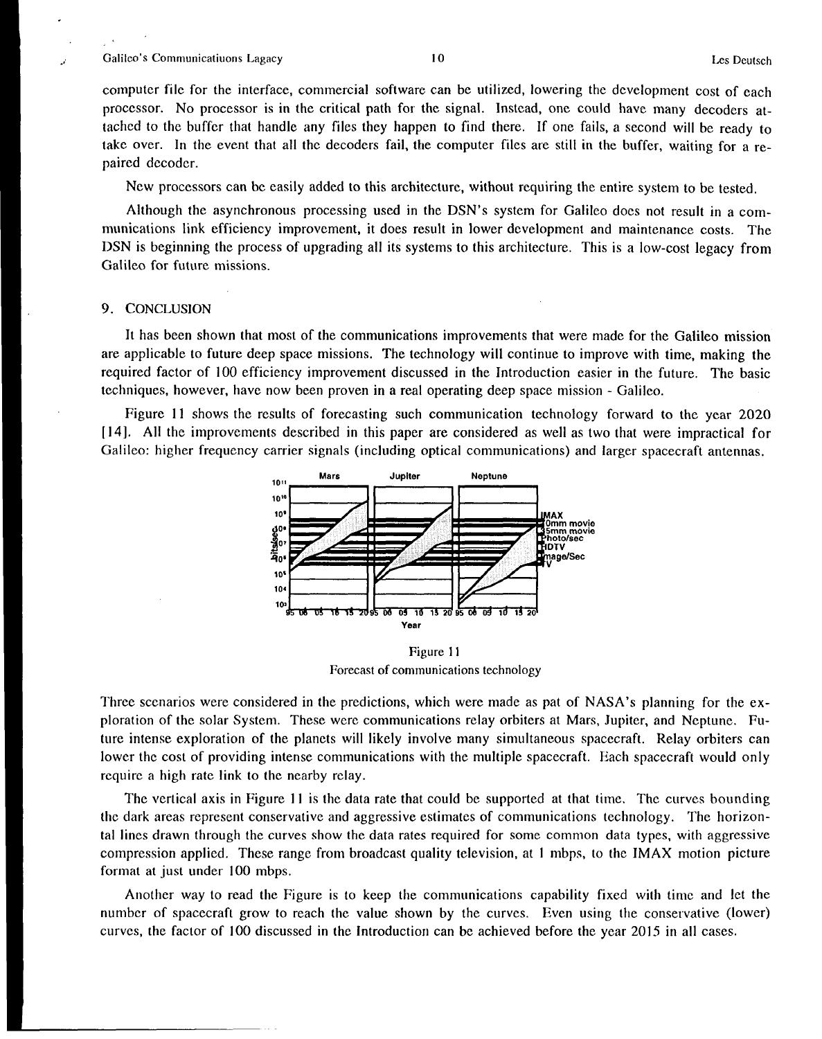computer file for the interface, commercial software can be utilized, lowering the development cost of each processor. No processor is in the critical path for the signal. Instead, one could have many decoders attached to the buffer that handle any files they happen to find there. If one fails, a second will be ready to take over. In the event that all the decoders fail, the computer files are still in the buffer, waiting for a repaired decoder.

New processors can be easily added to this architecture, without requiring the entire system to be tested.

Although the asynchronous processing used in the DSN's system for Galileo does not result in a communications link efficiency improvement, it does result in lower development and maintenance costs. The DSN is beginning the process of upgrading all its systems to this architecture. This is a low-cost legacy from Galileo for future missions.

## 9. CONCLUSION

It has been shown that most of the communications improvements that were made for the Galileo mission are applicable to future deep space missions. The technology will continue to improve with time, making the required factor of 100 efficiency improvement discussed in the Introduction easier in the future. The basic techniques, however, have now been proven in a real operating deep space mission - Galileo.

Figure 11 shows the results of forecasting such communication technology forward to the year 2020 [14]. All the improvements described in this paper are considered as well as two that were impractical for Galileo: higher frequency carrier signals (including optical communications) and larger spacecraft antennas.

Figure 11
Forecast of communications technology

Three scenarios were considered in the predictions, which were made as pat of NASA's planning for the exploration of the solar System. These were communications relay orbiters at Mars, Jupiter, and Neptune. Future intense exploration of the planets will likely involve many simultaneous spacecraft. Relay orbiters can lower the cost of providing intense communications with the multiple spacecraft. Each spacecraft would only require a high rate link to the nearby relay.

The vertical axis in Figure 11 is the data rate that could be supported at that time. The curves bounding the dark areas represent conservative and aggressive estimates of communications technology. The horizontal lines drawn through the curves show the data rates required for some common data types, with aggressive compression applied. These range from broadcast quality television, at 1 mbps, to the IMAX motion picture format at just under 100 mbps.

Another way to read the Figure is to keep the communications capability fixed with time and let the number of spacecraft grow to reach the value shown by the curves. Even using the conservative (lower) curves, the factor of 100 discussed in the Introduction can be achieved before the year 2015 in all cases.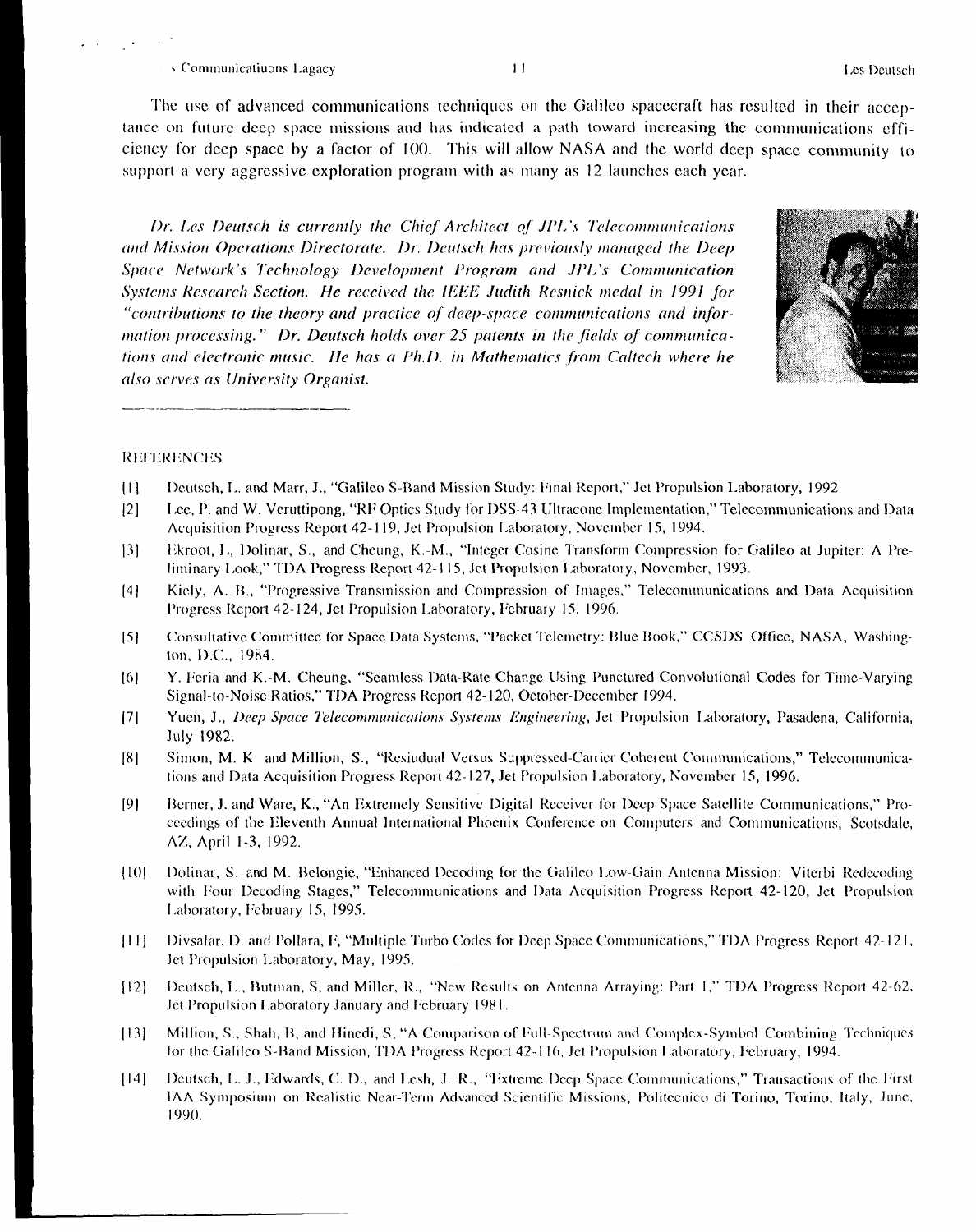The use of advanced communications techniques on the Galileo spacecraft has resulted in their acceptance on future deep space missions and has indicated a path toward increasing the communications efficiency for deep space by a factor of 100. This will allow NASA and the world deep space community to support a very aggressive exploration program with as many as 12 launches each year.

*Dr. Les Deutsch is currently the Chief Architect of JPL's Telecommunications and Mission Operations Directorate. Dr. Deutsch has previously managed the Deep Space Network's Technology Development Program and JPL's Communication Systems Research Section. He received the IEEE Judith Resnick medal in 1991 for "contributions to the theory and practice of deep-space communications and information processing." Dr. Deutsch holds over 25 patents in the fields of communications and electronic music. He has a Ph.D. in Mathematics from Caltech where he also serves as University Organist.*

---

REFERENCES

[1] Deutsch, L. and Marr, J., "Galileo S-Band Mission Study: Final Report," Jet Propulsion Laboratory, 1992

[2] Lee, P. and W. Veruttipong, "RF Optics Study for DSS-43 Ultracone Implementation," Telecommunications and Data Acquisition Progress Report 42-119, Jet Propulsion Laboratory, November 15, 1994.

[3] Ekroot, L, Dolinar, S., and Cheung, K.-M., "Integer Cosine Transform Compression for Galileo at Jupiter: A Preliminary Look," TDA Progress Report 42-115, Jet Propulsion Laboratory, November, 1993.

[4] Kiely, A. B., "Progressive Transmission and Compression of Images," Telecommunications and Data Acquisition Progress Report 42-124, Jet Propulsion Laboratory, February 15, 1996.

[5] Consultative Committee for Space Data Systems, "Packet Telemetry: Blue Book," CCSDS Office, NASA, Washington, D.C., 1984.

[6] Y. Feria and K.-M. Cheung, "Seamless Data-Rate Change Using Punctured Convolutional Codes for Time-Varying Signal-to-Noise Ratios," TDA Progress Report 42-120, October-December 1994.

[7] Yuen, J., *Deep Space Telecommunications Systems Engineering*, Jet Propulsion Laboratory, Pasadena, California, July 1982.

[8] Simon, M. K. and Million, S., "Resiudual Versus Suppressed-Carrier Coherent Communications," Telecommunications and Data Acquisition Progress Report 42-127, Jet Propulsion Laboratory, November 15, 1996.

[9] Berner, J. and Ware, K., "An Extremely Sensitive Digital Receiver for Deep Space Satellite Communications," Proceedings of the Eleventh Annual International Phoenix Conference on Computers and Communications, Scotsdale, AZ, April 1-3, 1992.

[10] Dolinar, S. and M. Belongie, "Enhanced Decoding for the Galileo Low-Gain Antenna Mission: Viterbi Redecoding with Four Decoding Stages," Telecommunications and Data Acquisition Progress Report 42-120, Jet Propulsion Laboratory, February 15, 1995.

[11] Divsalar, D. and Pollara, F, "Multiple Turbo Codes for Deep Space Communications," TDA Progress Report 42-121, Jet Propulsion Laboratory, May, 1995.

[12] Deutsch, L., Butman, S, and Miller, R., "New Results on Antenna Arraying: Part 1," TDA Progress Report 42-62, Jet Propulsion Laboratory January and February 1981.

[13] Million, S., Shah, B, and Hinedi, S, "A Comparison of Full-Spectrum and Complex-Symbol Combining Techniques for the Galileo S-Band Mission, TDA Progress Report 42-116, Jet Propulsion Laboratory, February, 1994.

[14] Deutsch, L. J., Edwards, C. D., and Lesh, J. R., "Extreme Deep Space Communications," Transactions of the First IAA Symposium on Realistic Near-Term Advanced Scientific Missions, Politecnico di Torino, Torino, Italy, June, 1990.